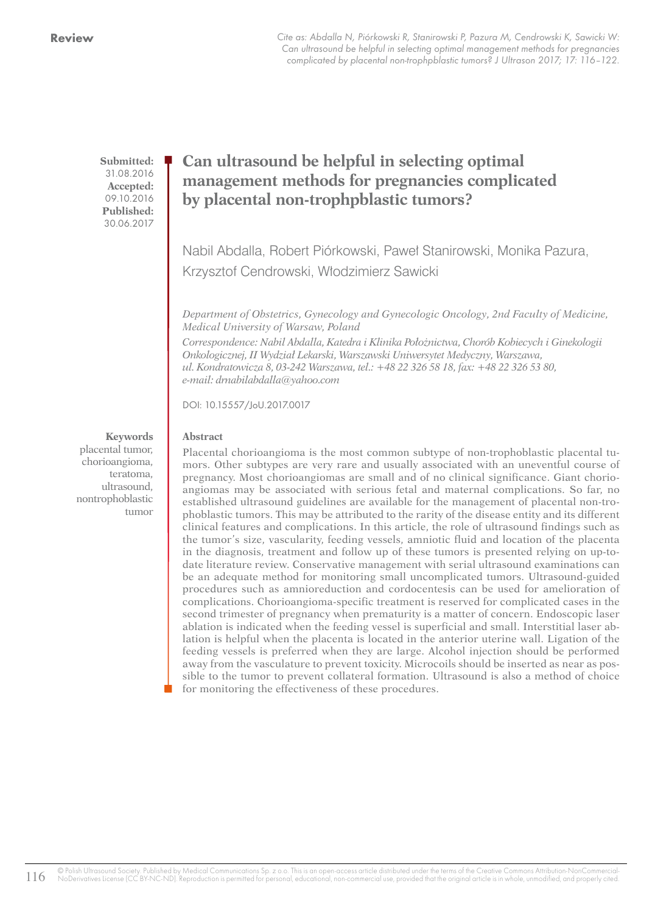**Review**

*Cite as: Abdalla N, Piórkowski R, Stanirowski P, Pazura M, Cendrowski K, Sawicki W: Can ultrasound be helpful in selecting optimal management methods for pregnancies complicated by placental non-trophpblastic tumors? J Ultrason 2017; 17: 116–122.*

**Submitted:** 31.08.2016
**Accepted:** 09.10.2016
**Published:** 30.06.2017

# Can ultrasound be helpful in selecting optimal management methods for pregnancies complicated by placental non-trophpblastic tumors?

Nabil Abdalla, Robert Piórkowski, Paweł Stanirowski, Monika Pazura, Krzysztof Cendrowski, Włodzimierz Sawicki

*Department of Obstetrics, Gynecology and Gynecologic Oncology, 2nd Faculty of Medicine, Medical University of Warsaw, Poland*

*Correspondence: Nabil Abdalla, Katedra i Klinika Położnictwa, Chorób Kobiecych i Ginekologii Onkologicznej, II Wydział Lekarski, Warszawski Uniwersytet Medyczny, Warszawa, ul. Kondratowicza 8, 03-242 Warszawa, tel.: +48 22 326 58 18, fax: +48 22 326 53 80, e-mail: drnabilabdalla@yahoo.com*

DOI: 10.15557/JoU.2017.0017

**Keywords**

placental tumor, chorioangioma, teratoma, ultrasound, nontrophoblastic tumor

## Abstract

Placental chorioangioma is the most common subtype of non-trophoblastic placental tumors. Other subtypes are very rare and usually associated with an uneventful course of pregnancy. Most chorioangiomas are small and of no clinical significance. Giant chorioangiomas may be associated with serious fetal and maternal complications. So far, no established ultrasound guidelines are available for the management of placental non-trophoblastic tumors. This may be attributed to the rarity of the disease entity and its different clinical features and complications. In this article, the role of ultrasound findings such as the tumor's size, vascularity, feeding vessels, amniotic fluid and location of the placenta in the diagnosis, treatment and follow up of these tumors is presented relying on up-to-date literature review. Conservative management with serial ultrasound examinations can be an adequate method for monitoring small uncomplicated tumors. Ultrasound-guided procedures such as amnioreduction and cordocentesis can be used for amelioration of complications. Chorioangioma-specific treatment is reserved for complicated cases in the second trimester of pregnancy when prematurity is a matter of concern. Endoscopic laser ablation is indicated when the feeding vessel is superficial and small. Interstitial laser ablation is helpful when the placenta is located in the anterior uterine wall. Ligation of the feeding vessels is preferred when they are large. Alcohol injection should be performed away from the vasculature to prevent toxicity. Microcoils should be inserted as near as possible to the tumor to prevent collateral formation. Ultrasound is also a method of choice for monitoring the effectiveness of these procedures.

© Polish Ultrasound Society. Published by Medical Communications Sp. z o.o. This is an open-access article distributed under the terms of the Creative Commons Attribution-NonCommercial-NoDerivatives License (CC BY-NC-ND). Reproduction is permitted for personal, educational, non-commercial use, provided that the original article is in whole, unmodified, and properly cited.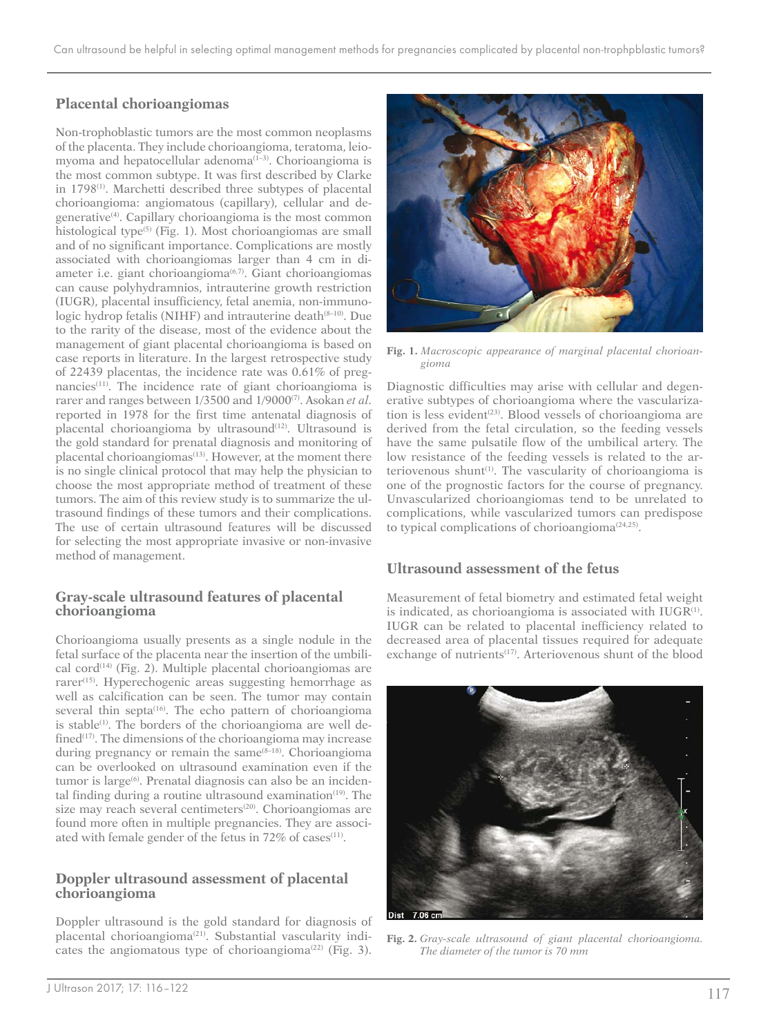## Placental chorioangiomas

Non-trophoblastic tumors are the most common neoplasms of the placenta. They include chorioangioma, teratoma, leiomyoma and hepatocellular adenoma[1–3]. Chorioangioma is the most common subtype. It was first described by Clarke in 1798[1]. Marchetti described three subtypes of placental chorioangioma: angiomatous (capillary), cellular and degenerative[4]. Capillary chorioangioma is the most common histological type[5] (Fig. 1). Most chorioangiomas are small and of no significant importance. Complications are mostly associated with chorioangiomas larger than 4 cm in diameter i.e. giant chorioangioma[6,7]. Giant chorioangiomas can cause polyhydramnios, intrauterine growth restriction (IUGR), placental insufficiency, fetal anemia, non-immunologic hydrop fetalis (NIHF) and intrauterine death[8–10]. Due to the rarity of the disease, most of the evidence about the management of giant placental chorioangioma is based on case reports in literature. In the largest retrospective study of 22439 placentas, the incidence rate was 0.61% of pregnancies[11]. The incidence rate of giant chorioangioma is rarer and ranges between 1/3500 and 1/9000[7]. Asokan *et al*. reported in 1978 for the first time antenatal diagnosis of placental chorioangioma by ultrasound[12]. Ultrasound is the gold standard for prenatal diagnosis and monitoring of placental chorioangiomas[13]. However, at the moment there is no single clinical protocol that may help the physician to choose the most appropriate method of treatment of these tumors. The aim of this review study is to summarize the ultrasound findings of these tumors and their complications. The use of certain ultrasound features will be discussed for selecting the most appropriate invasive or non-invasive method of management.

## Gray-scale ultrasound features of placental chorioangioma

Chorioangioma usually presents as a single nodule in the fetal surface of the placenta near the insertion of the umbilical cord[14] (Fig. 2). Multiple placental chorioangiomas are rarer[15]. Hyperechogenic areas suggesting hemorrhage as well as calcification can be seen. The tumor may contain several thin septa[16]. The echo pattern of chorioangioma is stable[1]. The borders of the chorioangioma are well defined[17]. The dimensions of the chorioangioma may increase during pregnancy or remain the same[8–18]. Chorioangioma can be overlooked on ultrasound examination even if the tumor is large[6]. Prenatal diagnosis can also be an incidental finding during a routine ultrasound examination[19]. The size may reach several centimeters[20]. Chorioangiomas are found more often in multiple pregnancies. They are associated with female gender of the fetus in 72% of cases[11].

## Doppler ultrasound assessment of placental chorioangioma

Doppler ultrasound is the gold standard for diagnosis of placental chorioangioma[21]. Substantial vascularity indicates the angiomatous type of chorioangioma[22] (Fig. 3).

**Fig. 1.** *Macroscopic appearance of marginal placental chorioangioma*

Diagnostic difficulties may arise with cellular and degenerative subtypes of chorioangioma where the vascularization is less evident[23]. Blood vessels of chorioangioma are derived from the fetal circulation, so the feeding vessels have the same pulsatile flow of the umbilical artery. The low resistance of the feeding vessels is related to the arteriovenous shunt[1]. The vascularity of chorioangioma is one of the prognostic factors for the course of pregnancy. Unvascularized chorioangiomas tend to be unrelated to complications, while vascularized tumors can predispose to typical complications of chorioangioma[24,25].

## Ultrasound assessment of the fetus

Measurement of fetal biometry and estimated fetal weight is indicated, as chorioangioma is associated with IUGR[1]. IUGR can be related to placental inefficiency related to decreased area of placental tissues required for adequate exchange of nutrients[17]. Arteriovenous shunt of the blood

**Fig. 2.** *Gray-scale ultrasound of giant placental chorioangioma. The diameter of the tumor is 70 mm*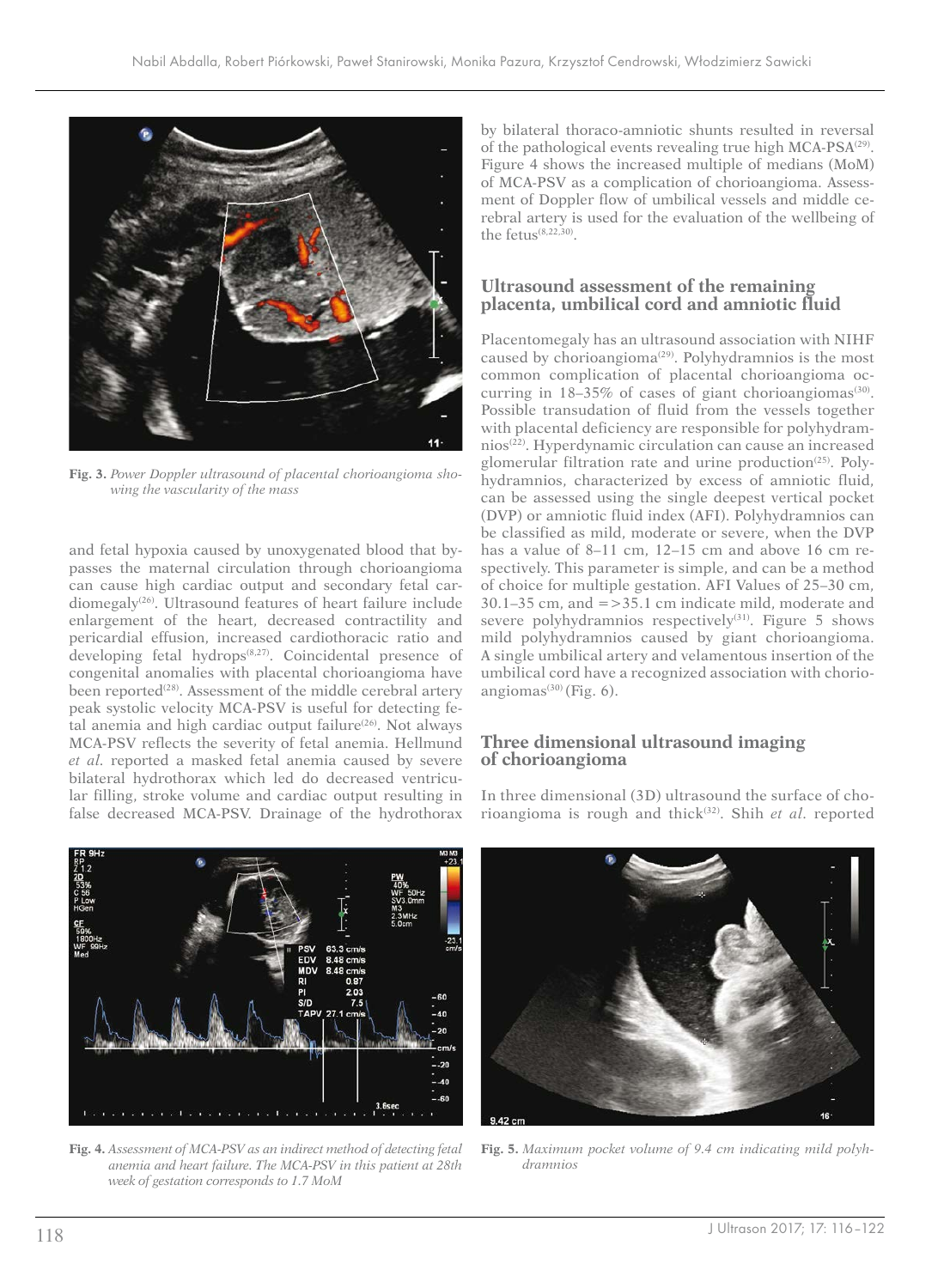and fetal hypoxia caused by unoxygenated blood that bypasses the maternal circulation through chorioangioma can cause high cardiac output and secondary fetal cardiomegaly[26]. Ultrasound features of heart failure include enlargement of the heart, decreased contractility and pericardial effusion, increased cardiothoracic ratio and developing fetal hydrops[8,27]. Coincidental presence of congenital anomalies with placental chorioangioma have been reported[28]. Assessment of the middle cerebral artery peak systolic velocity MCA-PSV is useful for detecting fetal anemia and high cardiac output failure[26]. Not always MCA-PSV reflects the severity of fetal anemia. Hellmund *et al.* reported a masked fetal anemia caused by severe bilateral hydrothorax which led do decreased ventricular filling, stroke volume and cardiac output resulting in false decreased MCA-PSV. Drainage of the hydrothorax by bilateral thoraco-amniotic shunts resulted in reversal of the pathological events revealing true high MCA-PSA[29]. Figure 4 shows the increased multiple of medians (MoM) of MCA-PSV as a complication of chorioangioma. Assessment of Doppler flow of umbilical vessels and middle cerebral artery is used for the evaluation of the wellbeing of the fetus[8,22,30].

**Fig. 3.** *Power Doppler ultrasound of placental chorioangioma showing the vascularity of the mass*

## Ultrasound assessment of the remaining placenta, umbilical cord and amniotic fluid

Placentomegaly has an ultrasound association with NIHF caused by chorioangioma[29]. Polyhydramnios is the most common complication of placental chorioangioma occurring in 18–35% of cases of giant chorioangiomas[30]. Possible transudation of fluid from the vessels together with placental deficiency are responsible for polyhydramnios[22]. Hyperdynamic circulation can cause an increased glomerular filtration rate and urine production[25]. Polyhydramnios, characterized by excess of amniotic fluid, can be assessed using the single deepest vertical pocket (DVP) or amniotic fluid index (AFI). Polyhydramnios can be classified as mild, moderate or severe, when the DVP has a value of 8–11 cm, 12–15 cm and above 16 cm respectively. This parameter is simple, and can be a method of choice for multiple gestation. AFI Values of 25–30 cm, 30.1–35 cm, and =>35.1 cm indicate mild, moderate and severe polyhydramnios respectively[31]. Figure 5 shows mild polyhydramnios caused by giant chorioangioma. A single umbilical artery and velamentous insertion of the umbilical cord have a recognized association with chorioangiomas[30] (Fig. 6).

## Three dimensional ultrasound imaging of chorioangioma

In three dimensional (3D) ultrasound the surface of chorioangioma is rough and thick[32]. Shih *et al.* reported

**Fig. 4.** *Assessment of MCA-PSV as an indirect method of detecting fetal anemia and heart failure. The MCA-PSV in this patient at 28th week of gestation corresponds to 1.7 MoM*

**Fig. 5.** *Maximum pocket volume of 9.4 cm indicating mild polyhdramnios*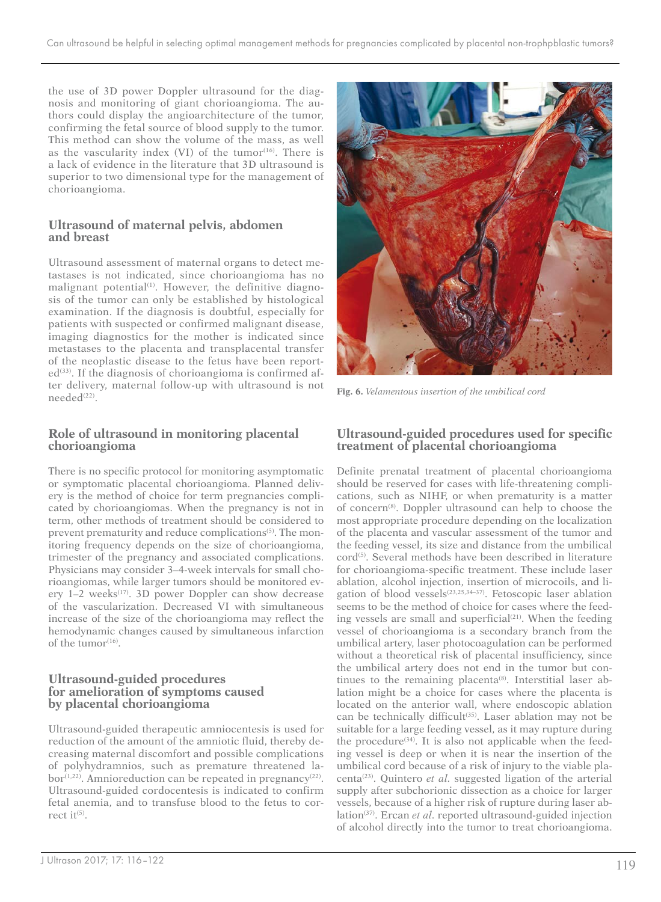the use of 3D power Doppler ultrasound for the diagnosis and monitoring of giant chorioangioma. The authors could display the angioarchitecture of the tumor, confirming the fetal source of blood supply to the tumor. This method can show the volume of the mass, as well as the vascularity index (VI) of the tumor[16]. There is a lack of evidence in the literature that 3D ultrasound is superior to two dimensional type for the management of chorioangioma.

## Ultrasound of maternal pelvis, abdomen and breast

Ultrasound assessment of maternal organs to detect metastases is not indicated, since chorioangioma has no malignant potential[1]. However, the definitive diagnosis of the tumor can only be established by histological examination. If the diagnosis is doubtful, especially for patients with suspected or confirmed malignant disease, imaging diagnostics for the mother is indicated since metastases to the placenta and transplacental transfer of the neoplastic disease to the fetus have been reported[33]. If the diagnosis of chorioangioma is confirmed after delivery, maternal follow-up with ultrasound is not needed[22].

## Role of ultrasound in monitoring placental chorioangioma

There is no specific protocol for monitoring asymptomatic or symptomatic placental chorioangioma. Planned delivery is the method of choice for term pregnancies complicated by chorioangiomas. When the pregnancy is not in term, other methods of treatment should be considered to prevent prematurity and reduce complications[5]. The monitoring frequency depends on the size of chorioangioma, trimester of the pregnancy and associated complications. Physicians may consider 3–4-week intervals for small chorioangiomas, while larger tumors should be monitored every 1–2 weeks[17]. 3D power Doppler can show decrease of the vascularization. Decreased VI with simultaneous increase of the size of the chorioangioma may reflect the hemodynamic changes caused by simultaneous infarction of the tumor[16].

## Ultrasound-guided procedures for amelioration of symptoms caused by placental chorioangioma

Ultrasound-guided therapeutic amniocentesis is used for reduction of the amount of the amniotic fluid, thereby decreasing maternal discomfort and possible complications of polyhydramnios, such as premature threatened labor[1,22]. Amnioreduction can be repeated in pregnancy[22]. Ultrasound-guided cordocentesis is indicated to confirm fetal anemia, and to transfuse blood to the fetus to correct it[5].

**Fig. 6.** *Velamentous insertion of the umbilical cord*

## Ultrasound-guided procedures used for specific treatment of placental chorioangioma

Definite prenatal treatment of placental chorioangioma should be reserved for cases with life-threatening complications, such as NIHF, or when prematurity is a matter of concern[8]. Doppler ultrasound can help to choose the most appropriate procedure depending on the localization of the placenta and vascular assessment of the tumor and the feeding vessel, its size and distance from the umbilical cord[5]. Several methods have been described in literature for chorioangioma-specific treatment. These include laser ablation, alcohol injection, insertion of microcoils, and ligation of blood vessels[23,25,34–37]. Fetoscopic laser ablation seems to be the method of choice for cases where the feeding vessels are small and superficial[21]. When the feeding vessel of chorioangioma is a secondary branch from the umbilical artery, laser photocoagulation can be performed without a theoretical risk of placental insufficiency, since the umbilical artery does not end in the tumor but continues to the remaining placenta[8]. Interstitial laser ablation might be a choice for cases where the placenta is located on the anterior wall, where endoscopic ablation can be technically difficult[35]. Laser ablation may not be suitable for a large feeding vessel, as it may rupture during the procedure[34]. It is also not applicable when the feeding vessel is deep or when it is near the insertion of the umbilical cord because of a risk of injury to the viable placenta[23]. Quintero *et al.* suggested ligation of the arterial supply after subchorionic dissection as a choice for larger vessels, because of a higher risk of rupture during laser ablation[37]. Ercan *et al.* reported ultrasound-guided injection of alcohol directly into the tumor to treat chorioangioma.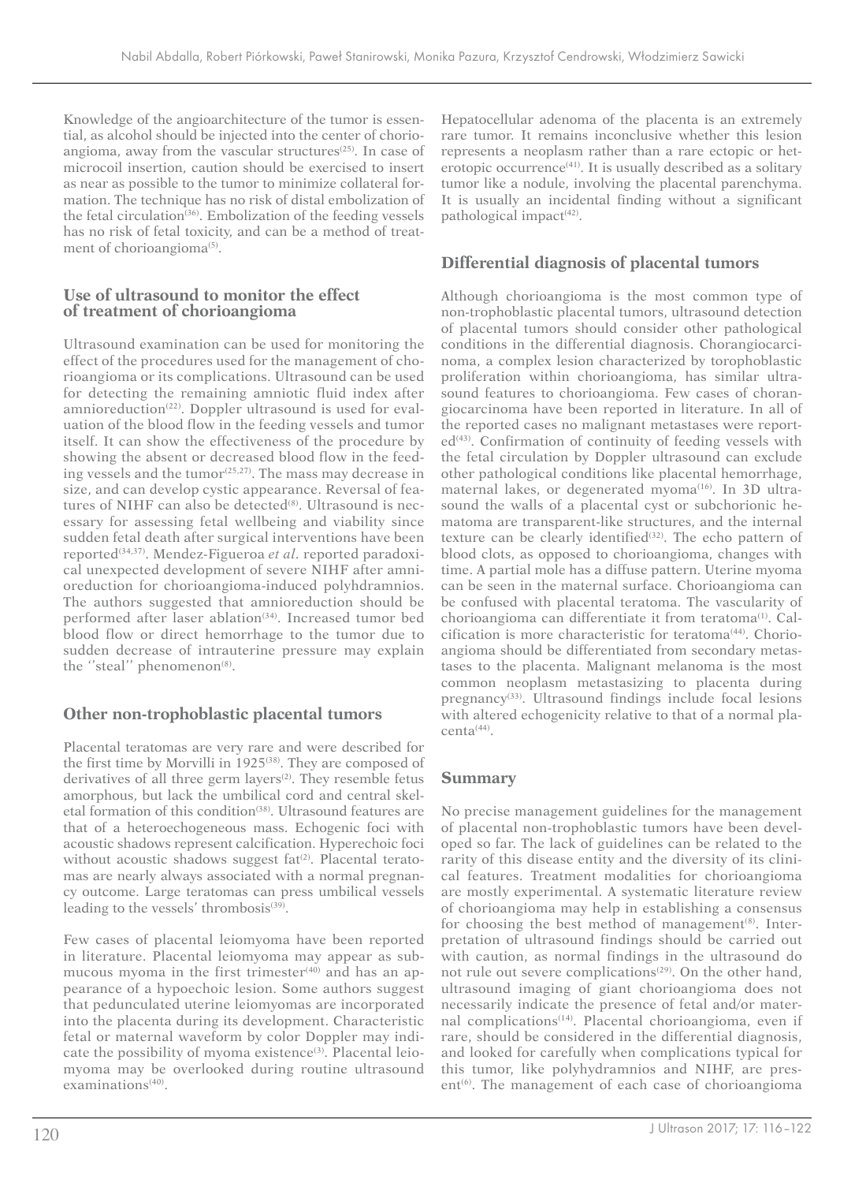Knowledge of the angioarchitecture of the tumor is essential, as alcohol should be injected into the center of chorioangioma, away from the vascular structures[25]. In case of microcoil insertion, caution should be exercised to insert as near as possible to the tumor to minimize collateral formation. The technique has no risk of distal embolization of the fetal circulation[36]. Embolization of the feeding vessels has no risk of fetal toxicity, and can be a method of treatment of chorioangioma[5].

## Use of ultrasound to monitor the effect of treatment of chorioangioma

Ultrasound examination can be used for monitoring the effect of the procedures used for the management of chorioangioma or its complications. Ultrasound can be used for detecting the remaining amniotic fluid index after amnioreduction[22]. Doppler ultrasound is used for evaluation of the blood flow in the feeding vessels and tumor itself. It can show the effectiveness of the procedure by showing the absent or decreased blood flow in the feeding vessels and the tumor[25,27]. The mass may decrease in size, and can develop cystic appearance. Reversal of features of NIHF can also be detected[8]. Ultrasound is necessary for assessing fetal wellbeing and viability since sudden fetal death after surgical interventions have been reported[34,37]. Mendez-Figueroa *et al*. reported paradoxical unexpected development of severe NIHF after amnioreduction for chorioangioma-induced polyhdramnios. The authors suggested that amnioreduction should be performed after laser ablation[34]. Increased tumor bed blood flow or direct hemorrhage to the tumor due to sudden decrease of intrauterine pressure may explain the ''steal'' phenomenon[8].

## Other non-trophoblastic placental tumors

Placental teratomas are very rare and were described for the first time by Morvilli in 1925[38]. They are composed of derivatives of all three germ layers[2]. They resemble fetus amorphous, but lack the umbilical cord and central skeletal formation of this condition[38]. Ultrasound features are that of a heteroechogeneous mass. Echogenic foci with acoustic shadows represent calcification. Hyperechoic foci without acoustic shadows suggest fat[2]. Placental teratomas are nearly always associated with a normal pregnancy outcome. Large teratomas can press umbilical vessels leading to the vessels' thrombosis[39].

Few cases of placental leiomyoma have been reported in literature. Placental leiomyoma may appear as submucous myoma in the first trimester[40] and has an appearance of a hypoechoic lesion. Some authors suggest that pedunculated uterine leiomyomas are incorporated into the placenta during its development. Characteristic fetal or maternal waveform by color Doppler may indicate the possibility of myoma existence[3]. Placental leiomyoma may be overlooked during routine ultrasound examinations[40].

Hepatocellular adenoma of the placenta is an extremely rare tumor. It remains inconclusive whether this lesion represents a neoplasm rather than a rare ectopic or heterotopic occurrence[41]. It is usually described as a solitary tumor like a nodule, involving the placental parenchyma. It is usually an incidental finding without a significant pathological impact[42].

## Differential diagnosis of placental tumors

Although chorioangioma is the most common type of non-trophoblastic placental tumors, ultrasound detection of placental tumors should consider other pathological conditions in the differential diagnosis. Chorangiocarcinoma, a complex lesion characterized by torophoblastic proliferation within chorioangioma, has similar ultrasound features to chorioangioma. Few cases of chorangiocarcinoma have been reported in literature. In all of the reported cases no malignant metastases were reported[43]. Confirmation of continuity of feeding vessels with the fetal circulation by Doppler ultrasound can exclude other pathological conditions like placental hemorrhage, maternal lakes, or degenerated myoma[16]. In 3D ultrasound the walls of a placental cyst or subchorionic hematoma are transparent-like structures, and the internal texture can be clearly identified[32]. The echo pattern of blood clots, as opposed to chorioangioma, changes with time. A partial mole has a diffuse pattern. Uterine myoma can be seen in the maternal surface. Chorioangioma can be confused with placental teratoma. The vascularity of chorioangioma can differentiate it from teratoma[1]. Calcification is more characteristic for teratoma[44]. Chorioangioma should be differentiated from secondary metastases to the placenta. Malignant melanoma is the most common neoplasm metastasizing to placenta during pregnancy[33]. Ultrasound findings include focal lesions with altered echogenicity relative to that of a normal placenta[44].

## Summary

No precise management guidelines for the management of placental non-trophoblastic tumors have been developed so far. The lack of guidelines can be related to the rarity of this disease entity and the diversity of its clinical features. Treatment modalities for chorioangioma are mostly experimental. A systematic literature review of chorioangioma may help in establishing a consensus for choosing the best method of management[8]. Interpretation of ultrasound findings should be carried out with caution, as normal findings in the ultrasound do not rule out severe complications[29]. On the other hand, ultrasound imaging of giant chorioangioma does not necessarily indicate the presence of fetal and/or maternal complications[14]. Placental chorioangioma, even if rare, should be considered in the differential diagnosis, and looked for carefully when complications typical for this tumor, like polyhydramnios and NIHF, are present[6]. The management of each case of chorioangioma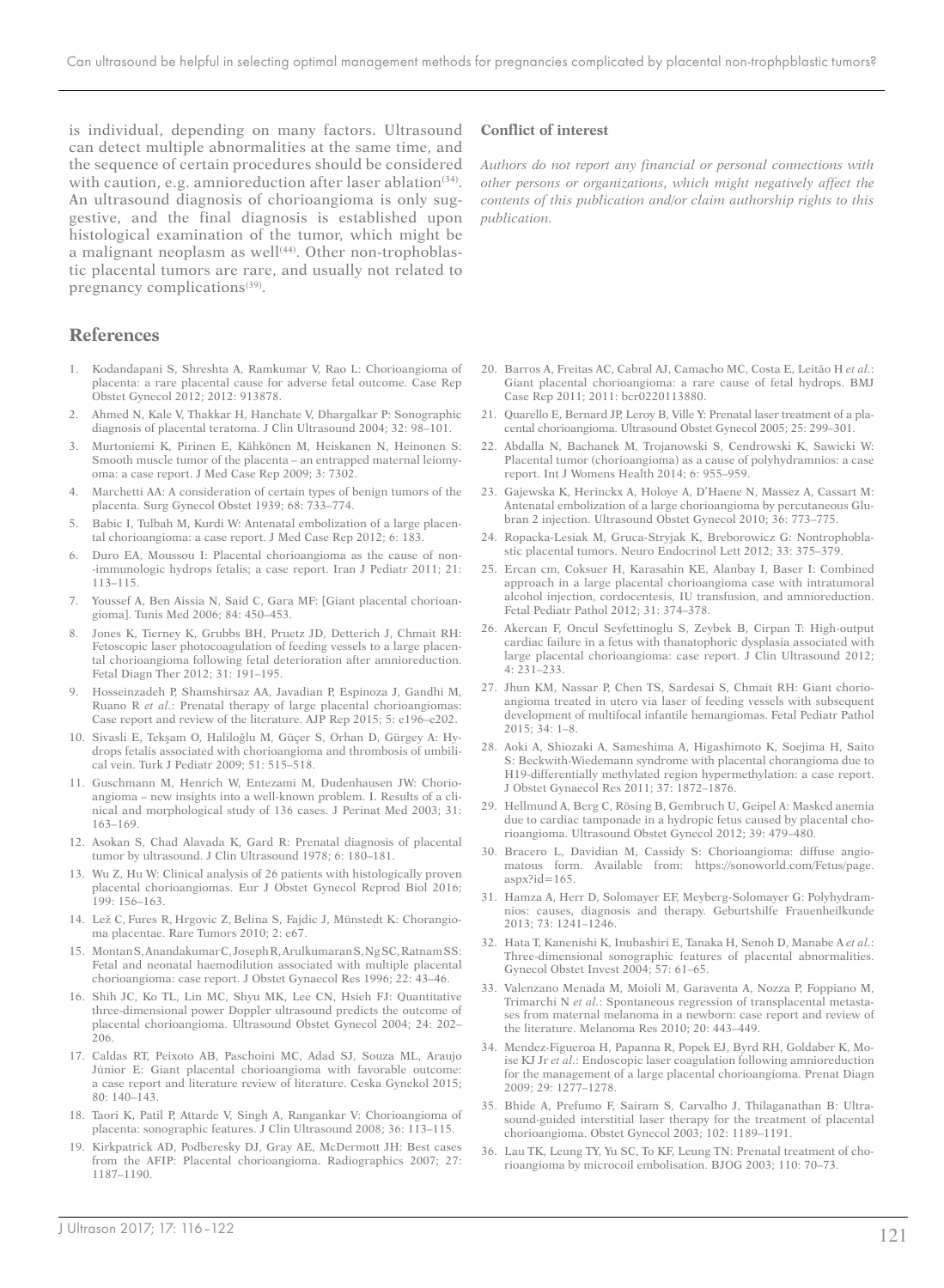is individual, depending on many factors. Ultrasound can detect multiple abnormalities at the same time, and the sequence of certain procedures should be considered with caution, e.g. amnioreduction after laser ablation[34]. An ultrasound diagnosis of chorioangioma is only suggestive, and the final diagnosis is established upon histological examination of the tumor, which might be a malignant neoplasm as well[44]. Other non-trophoblastic placental tumors are rare, and usually not related to pregnancy complications[39].

**Conflict of interest**

*Authors do not report any financial or personal connections with other persons or organizations, which might negatively affect the contents of this publication and/or claim authorship rights to this publication.*

## References

1. Kodandapani S, Shreshta A, Ramkumar V, Rao L: Chorioangioma of placenta: a rare placental cause for adverse fetal outcome. Case Rep Obstet Gynecol 2012; 2012: 913878.
2. Ahmed N, Kale V, Thakkar H, Hanchate V, Dhargalkar P: Sonographic diagnosis of placental teratoma. J Clin Ultrasound 2004; 32: 98–101.
3. Murtoniemi K, Pirinen E, Kähkönen M, Heiskanen N, Heinonen S: Smooth muscle tumor of the placenta – an entrapped maternal leiomyoma: a case report. J Med Case Rep 2009; 3: 7302.
4. Marchetti AA: A consideration of certain types of benign tumors of the placenta. Surg Gynecol Obstet 1939; 68: 733–774.
5. Babic I, Tulbah M, Kurdi W: Antenatal embolization of a large placental chorioangioma: a case report. J Med Case Rep 2012; 6: 183.
6. Duro EA, Moussou I: Placental chorioangioma as the cause of non-immunologic hydrops fetalis; a case report. Iran J Pediatr 2011; 21: 113–115.
7. Youssef A, Ben Aissia N, Said C, Gara MF: [Giant placental chorioangioma]. Tunis Med 2006; 84: 450–453.
8. Jones K, Tierney K, Grubbs BH, Pruetz JD, Detterich J, Chmait RH: Fetoscopic laser photocoagulation of feeding vessels to a large placental chorioangioma following fetal deterioration after amnioreduction. Fetal Diagn Ther 2012; 31: 191–195.
9. Hosseinzadeh P, Shamshirsaz AA, Javadian P, Espinoza J, Gandhi M, Ruano R *et al.*: Prenatal therapy of large placental chorioangiomas: Case report and review of the literature. AJP Rep 2015; 5: e196–e202.
10. Sivasli E, Tekşam O, Haliloğlu M, Güçer S, Orhan D, Gürgey A: Hydrops fetalis associated with chorioangioma and thrombosis of umbilical vein. Turk J Pediatr 2009; 51: 515–518.
11. Guschmann M, Henrich W, Entezami M, Dudenhausen JW: Chorioangioma – new insights into a well-known problem. I. Results of a clinical and morphological study of 136 cases. J Perinat Med 2003; 31: 163–169.
12. Asokan S, Chad Alavada K, Gard R: Prenatal diagnosis of placental tumor by ultrasound. J Clin Ultrasound 1978; 6: 180–181.
13. Wu Z, Hu W: Clinical analysis of 26 patients with histologically proven placental chorioangiomas. Eur J Obstet Gynecol Reprod Biol 2016; 199: 156–163.
14. Lež C, Fures R, Hrgovic Z, Belina S, Fajdic J, Münstedt K: Chorangioma placentae. Rare Tumors 2010; 2: e67.
15. Montan S, Anandakumar C, Joseph R, Arulkumaran S, Ng SC, Ratnam SS: Fetal and neonatal haemodilution associated with multiple placental chorioangioma: case report. J Obstet Gynaecol Res 1996; 22: 43–46.
16. Shih JC, Ko TL, Lin MC, Shyu MK, Lee CN, Hsieh FJ: Quantitative three-dimensional power Doppler ultrasound predicts the outcome of placental chorioangioma. Ultrasound Obstet Gynecol 2004; 24: 202–206.
17. Caldas RT, Peixoto AB, Paschoini MC, Adad SJ, Souza ML, Araujo Júnior E: Giant placental chorioangioma with favorable outcome: a case report and literature review of literature. Ceska Gynekol 2015; 80: 140–143.
18. Taori K, Patil P, Attarde V, Singh A, Rangankar V: Chorioangioma of placenta: sonographic features. J Clin Ultrasound 2008; 36: 113–115.
19. Kirkpatrick AD, Podberesky DJ, Gray AE, McDermott JH: Best cases from the AFIP: Placental chorioangioma. Radiographics 2007; 27: 1187–1190.
20. Barros A, Freitas AC, Cabral AJ, Camacho MC, Costa E, Leitão H *et al.*: Giant placental chorioangioma: a rare cause of fetal hydrops. BMJ Case Rep 2011; 2011: bcr0220113880.
21. Quarello E, Bernard JP, Leroy B, Ville Y: Prenatal laser treatment of a placental chorioangioma. Ultrasound Obstet Gynecol 2005; 25: 299–301.
22. Abdalla N, Bachanek M, Trojanowski S, Cendrowski K, Sawicki W: Placental tumor (chorioangioma) as a cause of polyhydramnios: a case report. Int J Womens Health 2014; 6: 955–959.
23. Gajewska K, Herinckx A, Holoye A, D'Haene N, Massez A, Cassart M: Antenatal embolization of a large chorioangioma by percutaneous Glubran 2 injection. Ultrasound Obstet Gynecol 2010; 36: 773–775.
24. Ropacka-Lesiak M, Gruca-Stryjak K, Breborowicz G: Nontrophoblastic placental tumors. Neuro Endocrinol Lett 2012; 33: 375–379.
25. Ercan cm, Coksuer H, Karasahin KE, Alanbay I, Baser I: Combined approach in a large placental chorioangioma case with intratumoral alcohol injection, cordocentesis, IU transfusion, and amnioreduction. Fetal Pediatr Pathol 2012; 31: 374–378.
26. Akercan F, Oncul Seyfettinoglu S, Zeybek B, Cirpan T: High-output cardiac failure in a fetus with thanatophoric dysplasia associated with large placental chorioangioma: case report. J Clin Ultrasound 2012; 4: 231–233.
27. Jhun KM, Nassar P, Chen TS, Sardesai S, Chmait RH: Giant chorioangioma treated in utero via laser of feeding vessels with subsequent development of multifocal infantile hemangiomas. Fetal Pediatr Pathol 2015; 34: 1–8.
28. Aoki A, Shiozaki A, Sameshima A, Higashimoto K, Soejima H, Saito S: Beckwith-Wiedemann syndrome with placental chorangioma due to H19-differentially methylated region hypermethylation: a case report. J Obstet Gynaecol Res 2011; 37: 1872–1876.
29. Hellmund A, Berg C, Rösing B, Gembruch U, Geipel A: Masked anemia due to cardiac tamponade in a hydropic fetus caused by placental chorioangioma. Ultrasound Obstet Gynecol 2012; 39: 479–480.
30. Bracero L, Davidian M, Cassidy S: Chorioangioma: diffuse angiomatous form. Available from: https://sonoworld.com/Fetus/page.aspx?id=165.
31. Hamza A, Herr D, Solomayer EF, Meyberg-Solomayer G: Polyhydramnios: causes, diagnosis and therapy. Geburtshilfe Frauenheilkunde 2013; 73: 1241–1246.
32. Hata T, Kanenishi K, Inubashiri E, Tanaka H, Senoh D, Manabe A *et al.*: Three-dimensional sonographic features of placental abnormalities. Gynecol Obstet Invest 2004; 57: 61–65.
33. Valenzano Menada M, Moioli M, Garaventa A, Nozza P, Foppiano M, Trimarchi N *et al.*: Spontaneous regression of transplacental metastases from maternal melanoma in a newborn: case report and review of the literature. Melanoma Res 2010; 20: 443–449.
34. Mendez-Figueroa H, Papanna R, Popek EJ, Byrd RH, Goldaber K, Moise KJ Jr *et al.*: Endoscopic laser coagulation following amnioreduction for the management of a large placental chorioangioma. Prenat Diagn 2009; 29: 1277–1278.
35. Bhide A, Prefumo F, Sairam S, Carvalho J, Thilaganathan B: Ultrasound-guided interstitial laser therapy for the treatment of placental chorioangioma. Obstet Gynecol 2003; 102: 1189–1191.
36. Lau TK, Leung TY, Yu SC, To KF, Leung TN: Prenatal treatment of chorioangioma by microcoil embolisation. BJOG 2003; 110: 70–73.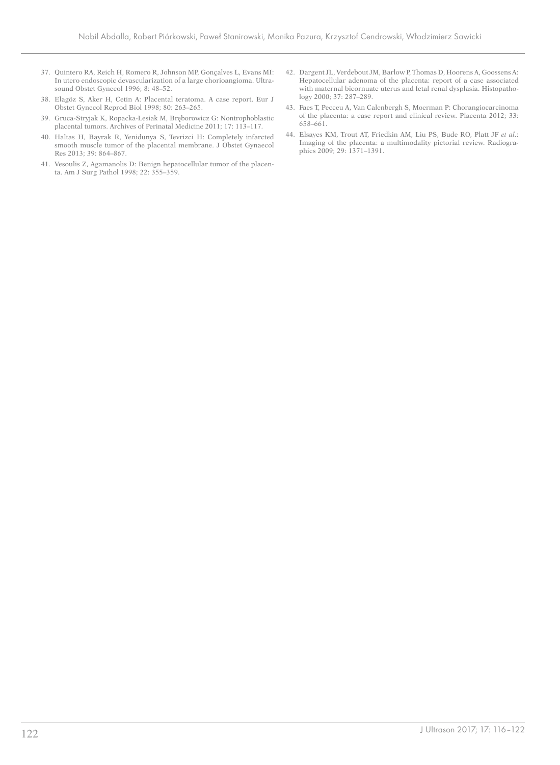37. Quintero RA, Reich H, Romero R, Johnson MP, Gonçalves L, Evans MI: In utero endoscopic devascularization of a large chorioangioma. Ultrasound Obstet Gynecol 1996; 8: 48–52.
38. Elagöz S, Aker H, Cetin A: Placental teratoma. A case report. Eur J Obstet Gynecol Reprod Biol 1998; 80: 263–265.
39. Gruca-Stryjak K, Ropacka-Lesiak M, Bręborowicz G: Nontrophoblastic placental tumors. Archives of Perinatal Medicine 2011; 17: 113–117.
40. Haltas H, Bayrak R, Yenidunya S, Tevrizci H: Completely infarcted smooth muscle tumor of the placental membrane. J Obstet Gynaecol Res 2013; 39: 864–867.
41. Vesoulis Z, Agamanolis D: Benign hepatocellular tumor of the placenta. Am J Surg Pathol 1998; 22: 355–359.
42. Dargent JL, Verdebout JM, Barlow P, Thomas D, Hoorens A, Goossens A: Hepatocellular adenoma of the placenta: report of a case associated with maternal bicornuate uterus and fetal renal dysplasia. Histopathology 2000; 37: 287–289.
43. Faes T, Pecceu A, Van Calenbergh S, Moerman P: Chorangiocarcinoma of the placenta: a case report and clinical review. Placenta 2012; 33: 658–661.
44. Elsayes KM, Trout AT, Friedkin AM, Liu PS, Bude RO, Platt JF *et al.*: Imaging of the placenta: a multimodality pictorial review. Radiographics 2009; 29: 1371–1391.